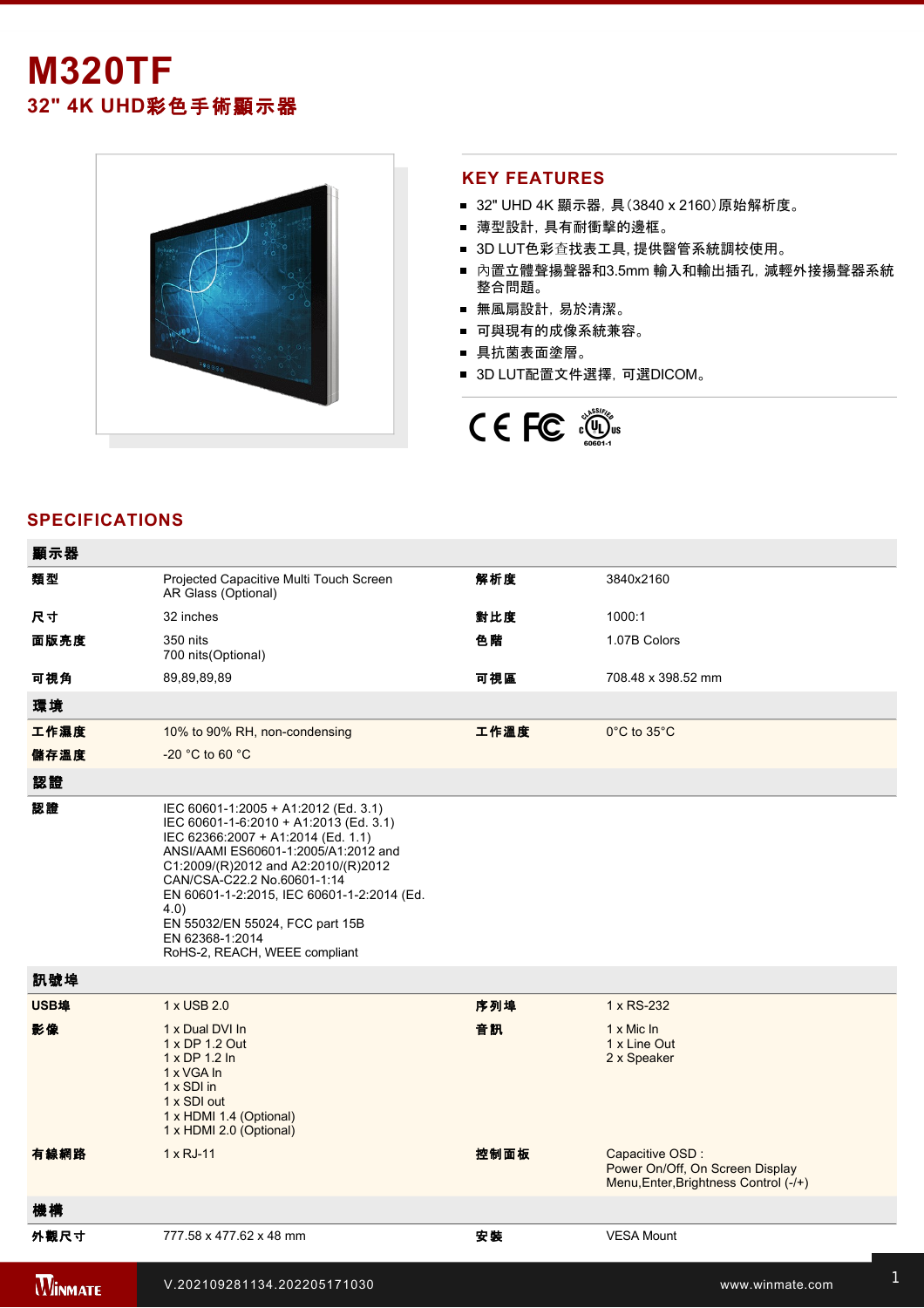# M320TF

## 32" 4K UHD彩色手術顯示器

## KEY FEATURES

- 32" UHD 4K 顯示器，具(3840 x 2160)原始解析度。
- 薄型設計，具有耐衝擊的邊框。
- 3D LUT色彩查找表工具，提供醫管系統調校使用。
- 內置立體聲揚聲器和3.5mm 輸入和輸出插孔，減輕外接揚聲器系統整合問題。
- 無風扇設計，易於清潔。
- 可與現有的成像系統兼容。
- 具抗菌表面塗層。
- 3D LUT配置文件選擇，可選DICOM。

## SPECIFICATIONS

| 顯示器 | | | |
|---|---|---|---|
| 類型 | Projected Capacitive Multi Touch Screen<br>AR Glass (Optional) | 解析度 | 3840x2160 |
| 尺寸 | 32 inches | 對比度 | 1000:1 |
| 面版亮度 | 350 nits<br>700 nits(Optional) | 色階 | 1.07B Colors |
| 可視角 | 89,89,89,89 | 可視區 | 708.48 x 398.52 mm |
| **環境** | | | |
| 工作濕度 | 10% to 90% RH, non-condensing | 工作溫度 | 0°C to 35°C |
| 儲存溫度 | -20 °C to 60 °C | | |
| **認證** | | | |
| 認證 | IEC 60601-1:2005 + A1:2012 (Ed. 3.1)<br>IEC 60601-1-6:2010 + A1:2013 (Ed. 3.1)<br>IEC 62366:2007 + A1:2014 (Ed. 1.1)<br>ANSI/AAMI ES60601-1:2005/A1:2012 and C1:2009/(R)2012 and A2:2010/(R)2012<br>CAN/CSA-C22.2 No.60601-1:14<br>EN 60601-1-2:2015, IEC 60601-1-2:2014 (Ed. 4.0)<br>EN 55032/EN 55024, FCC part 15B<br>EN 62368-1:2014<br>RoHS-2, REACH, WEEE compliant | | |
| **訊號埠** | | | |
| USB埠 | 1 x USB 2.0 | 序列埠 | 1 x RS-232 |
| 影像 | 1 x Dual DVI In<br>1 x DP 1.2 Out<br>1 x DP 1.2 In<br>1 x VGA In<br>1 x SDI in<br>1 x SDI out<br>1 x HDMI 1.4 (Optional)<br>1 x HDMI 2.0 (Optional) | 音訊 | 1 x Mic In<br>1 x Line Out<br>2 x Speaker |
| 有線網路 | 1 x RJ-11 | 控制面板 | Capacitive OSD :<br>Power On/Off, On Screen Display Menu,Enter,Brightness Control (-/+) |
| **機構** | | | |
| 外觀尺寸 | 777.58 x 477.62 x 48 mm | 安裝 | VESA Mount |

V.202109281134.202205171030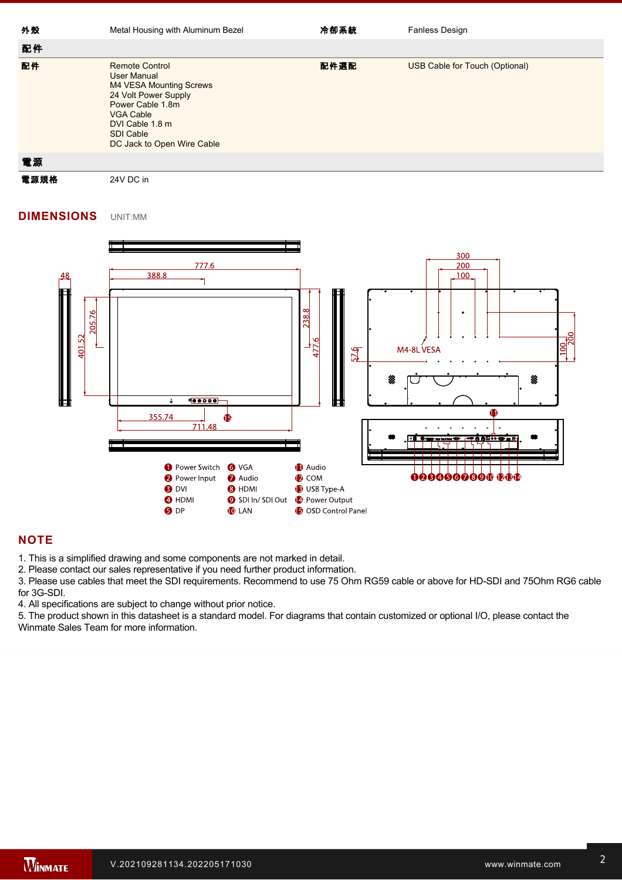| | | | |
|---|---|---|---|
| 外殼 | Metal Housing with Aluminum Bezel | 冷卻系統 | Fanless Design |

## 配件

| | | | |
|---|---|---|---|
| 配件 | Remote Control<br>User Manual<br>M4 VESA Mounting Screws<br>24 Volt Power Supply<br>Power Cable 1.8m<br>VGA Cable<br>DVI Cable 1.8 m<br>SDI Cable<br>DC Jack to Open Wire Cable | 配件選配 | USB Cable for Touch (Optional) |

## 電源

| | |
|---|---|
| 電源規格 | 24V DC in |

## DIMENSIONS

UNIT:MM

48
777.6
388.8
205.76
401.52
238.8
477.6
355.74
711.48
57.6
300
200
100
M4-8L VESA
100
200

1 Power Switch
2 Power Input
3 DVI
4 HDMI
5 DP
6 VGA
7 Audio
8 HDMI
9 SDI In/ SDI Out
10 LAN
11 Audio
12 COM
13 USB Type-A
14 Power Output
15 OSD Control Panel

## NOTE

1. This is a simplified drawing and some components are not marked in detail.
2. Please contact our sales representative if you need further product information.
3. Please use cables that meet the SDI requirements. Recommend to use 75 Ohm RG59 cable or above for HD-SDI and 75Ohm RG6 cable for 3G-SDI.
4. All specifications are subject to change without prior notice.
5. The product shown in this datasheet is a standard model. For diagrams that contain customized or optional I/O, please contact the Winmate Sales Team for more information.